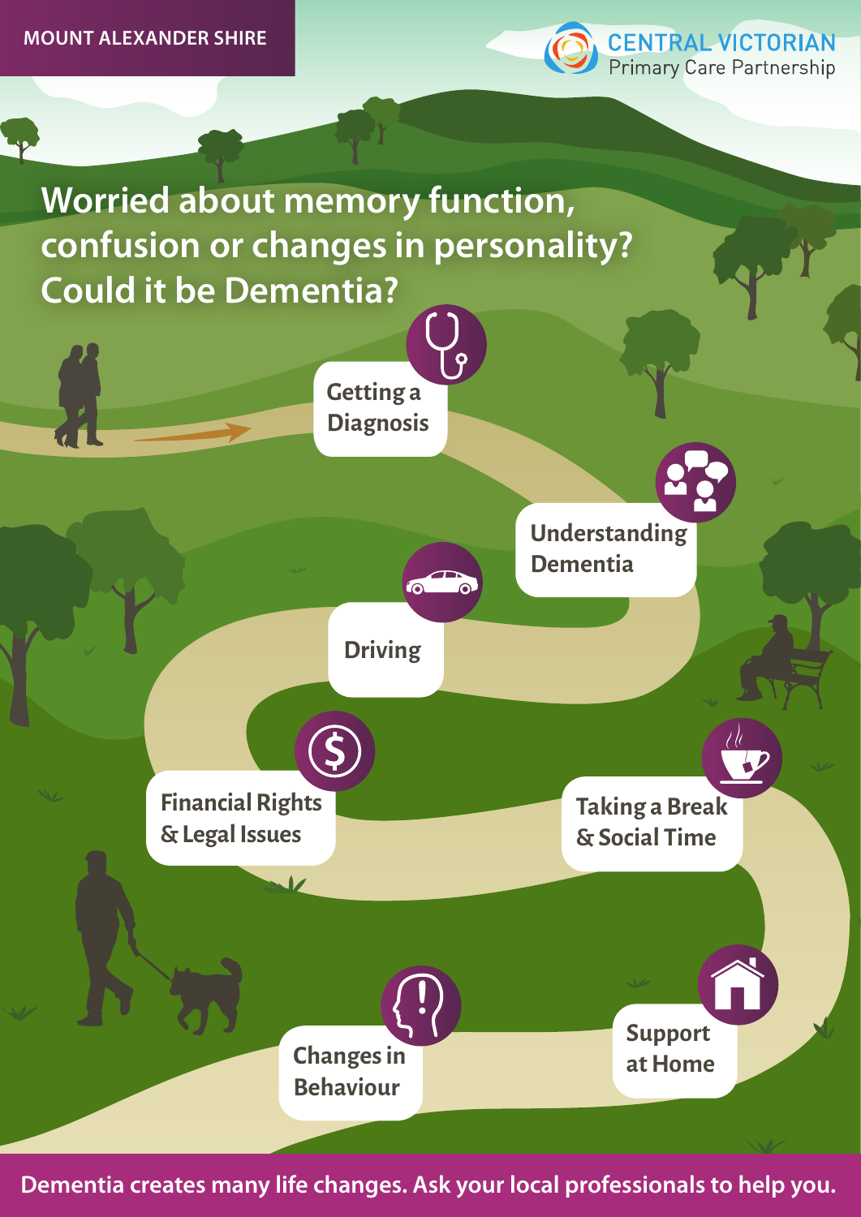MOUNT ALEXANDER SHIRE

CENTRAL VICTORIAN Primary Care Partnership

# Worried about memory function, confusion or changes in personality? Could it be Dementia?

- Getting a Diagnosis
- Understanding Dementia
- Driving
- Financial Rights & Legal Issues
- Taking a Break & Social Time
- Support at Home
- Changes in Behaviour

**Dementia creates many life changes. Ask your local professionals to help you.**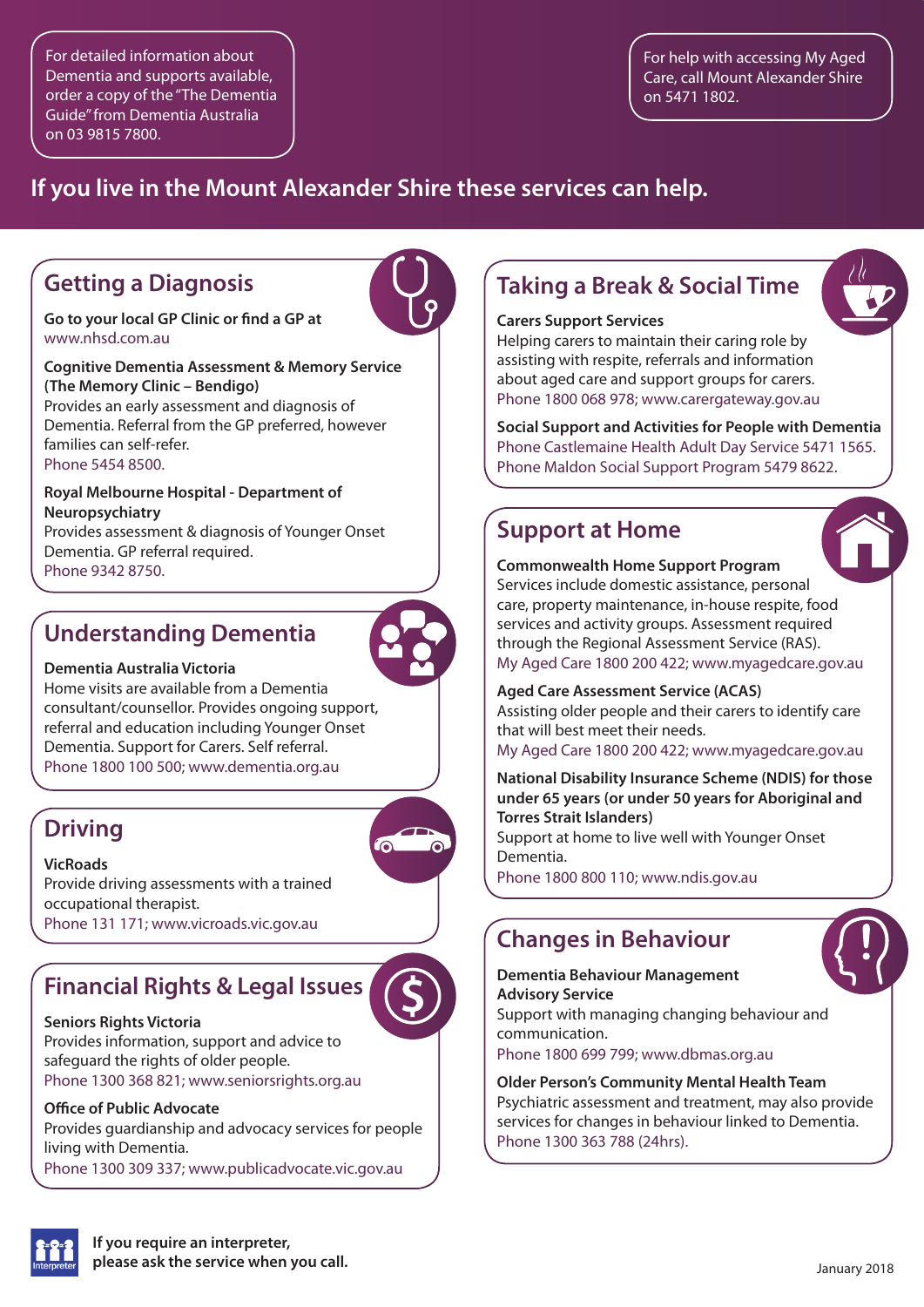For detailed information about Dementia and supports available, order a copy of the "The Dementia Guide" from Dementia Australia on 03 9815 7800.

For help with accessing My Aged Care, call Mount Alexander Shire on 5471 1802.

# If you live in the Mount Alexander Shire these services can help.

## Getting a Diagnosis

**Go to your local GP Clinic or find a GP at**
www.nhsd.com.au

**Cognitive Dementia Assessment & Memory Service (The Memory Clinic – Bendigo)**
Provides an early assessment and diagnosis of Dementia. Referral from the GP preferred, however families can self-refer.
Phone 5454 8500.

**Royal Melbourne Hospital - Department of Neuropsychiatry**
Provides assessment & diagnosis of Younger Onset Dementia. GP referral required.
Phone 9342 8750.

## Understanding Dementia

**Dementia Australia Victoria**
Home visits are available from a Dementia consultant/counsellor. Provides ongoing support, referral and education including Younger Onset Dementia. Support for Carers. Self referral.
Phone 1800 100 500; www.dementia.org.au

## Driving

**VicRoads**
Provide driving assessments with a trained occupational therapist.
Phone 131 171; www.vicroads.vic.gov.au

## Financial Rights & Legal Issues

**Seniors Rights Victoria**
Provides information, support and advice to safeguard the rights of older people.
Phone 1300 368 821; www.seniorsrights.org.au

**Office of Public Advocate**
Provides guardianship and advocacy services for people living with Dementia.
Phone 1300 309 337; www.publicadvocate.vic.gov.au

## Taking a Break & Social Time

**Carers Support Services**
Helping carers to maintain their caring role by assisting with respite, referrals and information about aged care and support groups for carers.
Phone 1800 068 978; www.carergateway.gov.au

**Social Support and Activities for People with Dementia**
Phone Castlemaine Health Adult Day Service 5471 1565.
Phone Maldon Social Support Program 5479 8622.

## Support at Home

**Commonwealth Home Support Program**
Services include domestic assistance, personal care, property maintenance, in-house respite, food services and activity groups. Assessment required through the Regional Assessment Service (RAS).
My Aged Care 1800 200 422; www.myagedcare.gov.au

**Aged Care Assessment Service (ACAS)**
Assisting older people and their carers to identify care that will best meet their needs.
My Aged Care 1800 200 422; www.myagedcare.gov.au

**National Disability Insurance Scheme (NDIS) for those under 65 years (or under 50 years for Aboriginal and Torres Strait Islanders)**
Support at home to live well with Younger Onset Dementia.
Phone 1800 800 110; www.ndis.gov.au

## Changes in Behaviour

**Dementia Behaviour Management Advisory Service**
Support with managing changing behaviour and communication.
Phone 1800 699 799; www.dbmas.org.au

**Older Person's Community Mental Health Team**
Psychiatric assessment and treatment, may also provide services for changes in behaviour linked to Dementia.
Phone 1300 363 788 (24hrs).

**If you require an interpreter, please ask the service when you call.**

January 2018